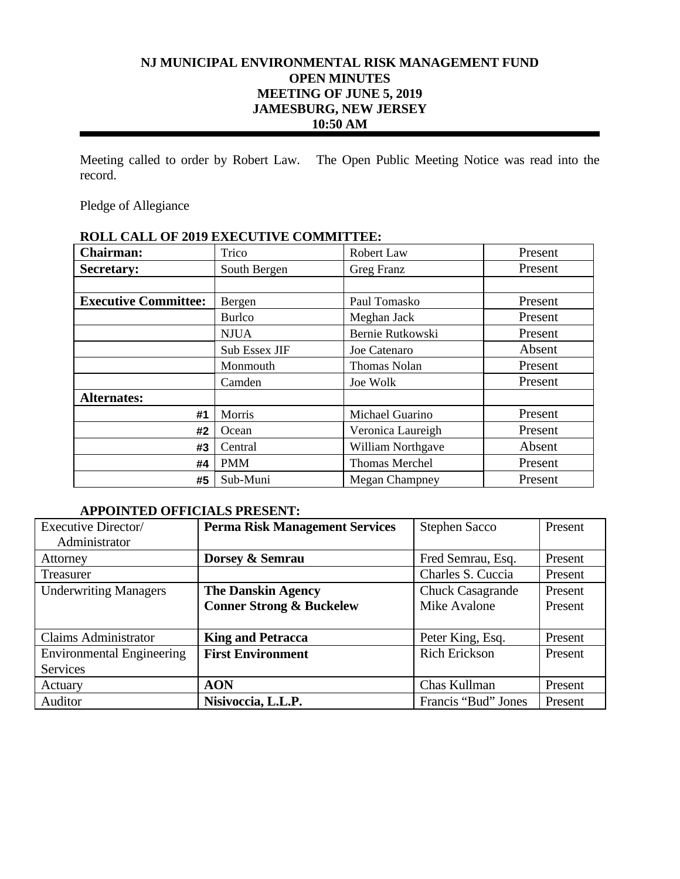# NJ MUNICIPAL ENVIRONMENTAL RISK MANAGEMENT FUND
## OPEN MINUTES
## MEETING OF JUNE 5, 2019
## JAMESBURG, NEW JERSEY
## 10:50 AM

Meeting called to order by Robert Law. The Open Public Meeting Notice was read into the record.

Pledge of Allegiance

**ROLL CALL OF 2019 EXECUTIVE COMMITTEE:**

| **Chairman:** | Trico | Robert Law | Present |
|---|---|---|---|
| **Secretary:** | South Bergen | Greg Franz | Present |
| | | | |
| **Executive Committee:** | Bergen | Paul Tomasko | Present |
| | Burlco | Meghan Jack | Present |
| | NJUA | Bernie Rutkowski | Present |
| | Sub Essex JIF | Joe Catenaro | Absent |
| | Monmouth | Thomas Nolan | Present |
| | Camden | Joe Wolk | Present |
| **Alternates:** | | | |
| #1 | Morris | Michael Guarino | Present |
| #2 | Ocean | Veronica Laureigh | Present |
| #3 | Central | William Northgave | Absent |
| #4 | PMM | Thomas Merchel | Present |
| #5 | Sub-Muni | Megan Champney | Present |

**APPOINTED OFFICIALS PRESENT:**

| Executive Director/ Administrator | **Perma Risk Management Services** | Stephen Sacco | Present |
|---|---|---|---|
| Attorney | **Dorsey & Semrau** | Fred Semrau, Esq. | Present |
| Treasurer | | Charles S. Cuccia | Present |
| Underwriting Managers | **The Danskin Agency**<br>**Conner Strong & Buckelew** | Chuck Casagrande<br>Mike Avalone | Present<br>Present |
| Claims Administrator | **King and Petracca** | Peter King, Esq. | Present |
| Environmental Engineering Services | **First Environment** | Rich Erickson | Present |
| Actuary | **AON** | Chas Kullman | Present |
| Auditor | **Nisivoccia, L.L.P.** | Francis "Bud" Jones | Present |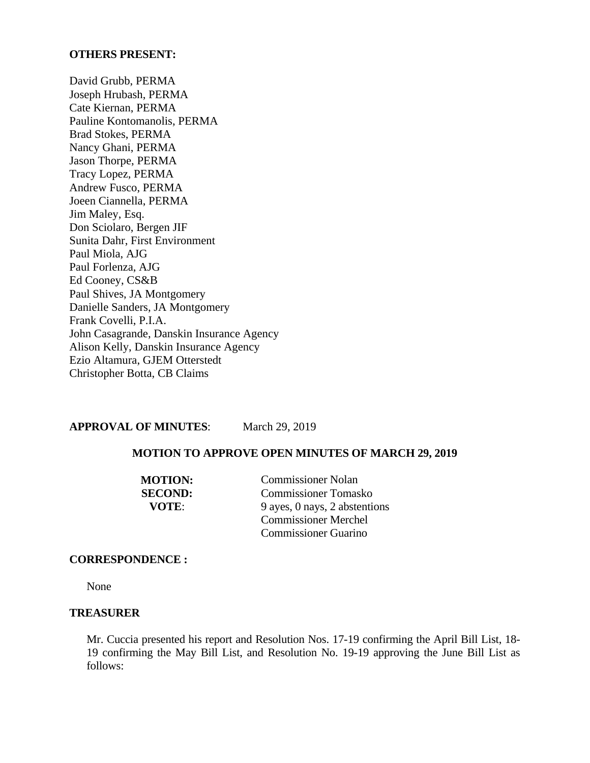**OTHERS PRESENT:**

David Grubb, PERMA
Joseph Hrubash, PERMA
Cate Kiernan, PERMA
Pauline Kontomanolis, PERMA
Brad Stokes, PERMA
Nancy Ghani, PERMA
Jason Thorpe, PERMA
Tracy Lopez, PERMA
Andrew Fusco, PERMA
Joeen Ciannella, PERMA
Jim Maley, Esq.
Don Sciolaro, Bergen JIF
Sunita Dahr, First Environment
Paul Miola, AJG
Paul Forlenza, AJG
Ed Cooney, CS&B
Paul Shives, JA Montgomery
Danielle Sanders, JA Montgomery
Frank Covelli, P.I.A.
John Casagrande, Danskin Insurance Agency
Alison Kelly, Danskin Insurance Agency
Ezio Altamura, GJEM Otterstedt
Christopher Botta, CB Claims

**APPROVAL OF MINUTES**: March 29, 2019

**MOTION TO APPROVE OPEN MINUTES OF MARCH 29, 2019**

**MOTION:** Commissioner Nolan
**SECOND:** Commissioner Tomasko
**VOTE**: 9 ayes, 0 nays, 2 abstentions
Commissioner Merchel
Commissioner Guarino

**CORRESPONDENCE :**

None

**TREASURER**

Mr. Cuccia presented his report and Resolution Nos. 17-19 confirming the April Bill List, 18-19 confirming the May Bill List, and Resolution No. 19-19 approving the June Bill List as follows: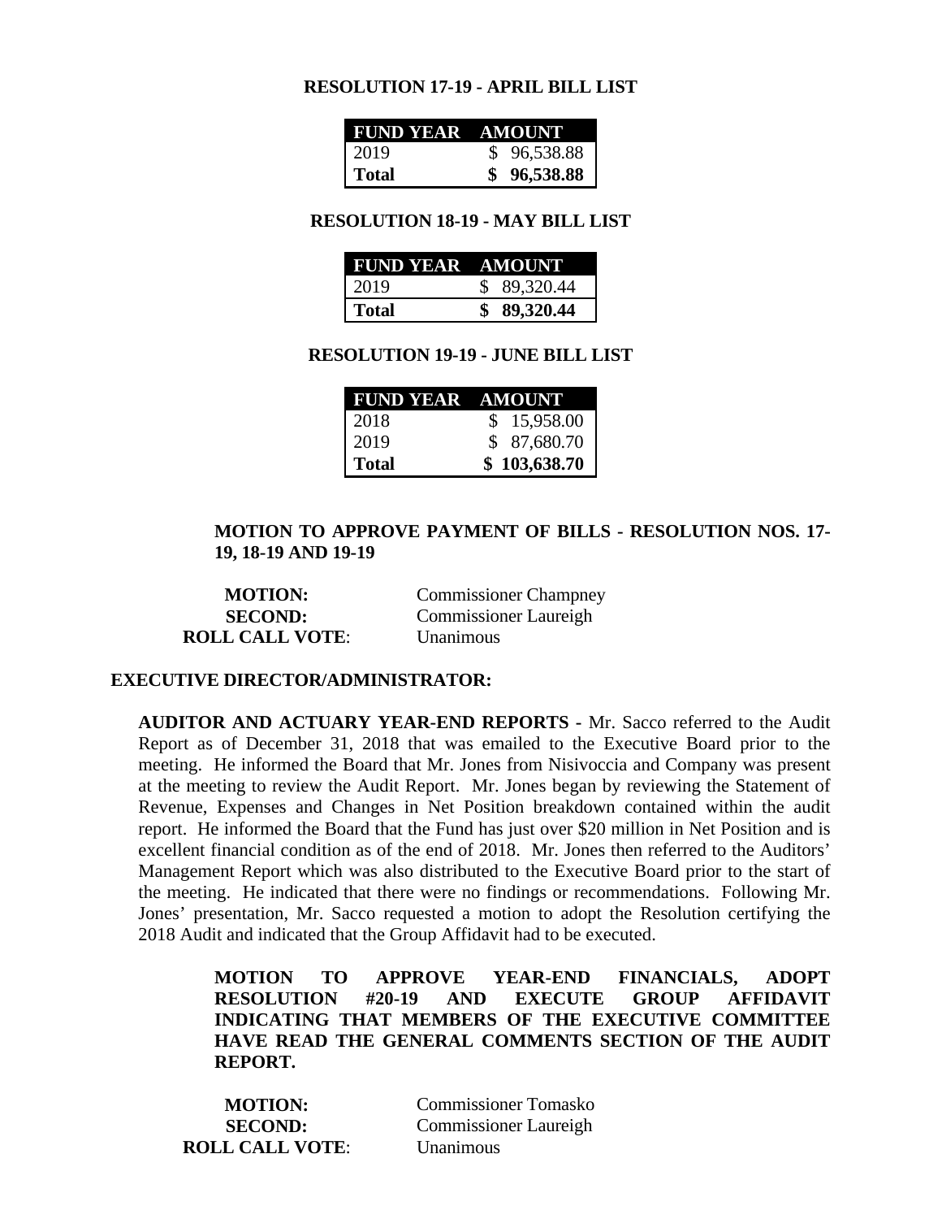**RESOLUTION 17-19 - APRIL BILL LIST**

| FUND YEAR | AMOUNT |
|---|---|
| 2019 | $ 96,538.88 |
| **Total** | **$ 96,538.88** |

**RESOLUTION 18-19 - MAY BILL LIST**

| FUND YEAR | AMOUNT |
|---|---|
| 2019 | $ 89,320.44 |
| **Total** | **$ 89,320.44** |

**RESOLUTION 19-19 - JUNE BILL LIST**

| FUND YEAR | AMOUNT |
|---|---|
| 2018 | $ 15,958.00 |
| 2019 | $ 87,680.70 |
| **Total** | **$ 103,638.70** |

**MOTION TO APPROVE PAYMENT OF BILLS - RESOLUTION NOS. 17-19, 18-19 AND 19-19**

**MOTION:** Commissioner Champney
**SECOND:** Commissioner Laureigh
**ROLL CALL VOTE**: Unanimous

**EXECUTIVE DIRECTOR/ADMINISTRATOR:**

**AUDITOR AND ACTUARY YEAR-END REPORTS -** Mr. Sacco referred to the Audit Report as of December 31, 2018 that was emailed to the Executive Board prior to the meeting. He informed the Board that Mr. Jones from Nisivoccia and Company was present at the meeting to review the Audit Report. Mr. Jones began by reviewing the Statement of Revenue, Expenses and Changes in Net Position breakdown contained within the audit report. He informed the Board that the Fund has just over $20 million in Net Position and is excellent financial condition as of the end of 2018. Mr. Jones then referred to the Auditors' Management Report which was also distributed to the Executive Board prior to the start of the meeting. He indicated that there were no findings or recommendations. Following Mr. Jones' presentation, Mr. Sacco requested a motion to adopt the Resolution certifying the 2018 Audit and indicated that the Group Affidavit had to be executed.

**MOTION TO APPROVE YEAR-END FINANCIALS, ADOPT RESOLUTION #20-19 AND EXECUTE GROUP AFFIDAVIT INDICATING THAT MEMBERS OF THE EXECUTIVE COMMITTEE HAVE READ THE GENERAL COMMENTS SECTION OF THE AUDIT REPORT.**

**MOTION:** Commissioner Tomasko
**SECOND:** Commissioner Laureigh
**ROLL CALL VOTE**: Unanimous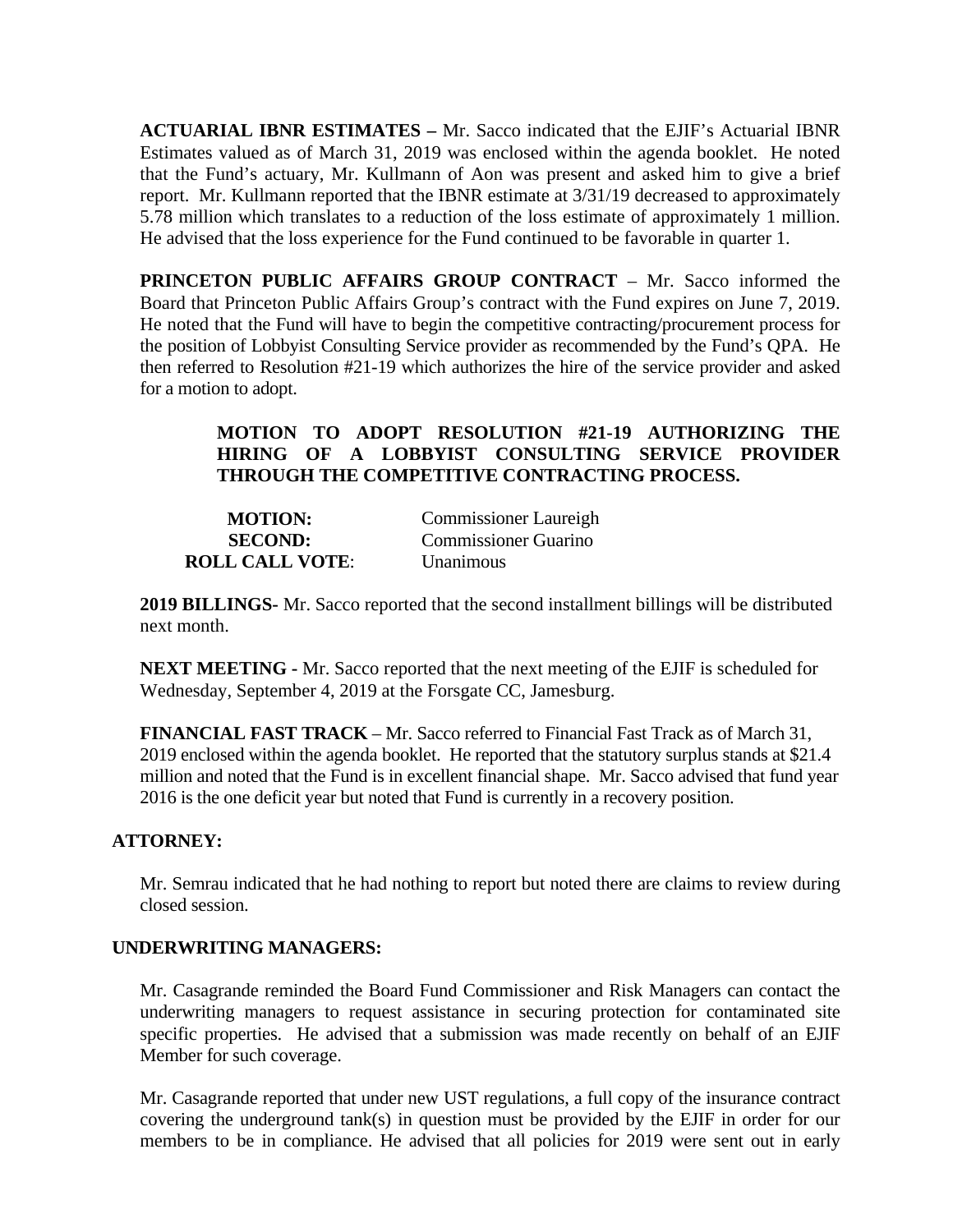**ACTUARIAL IBNR ESTIMATES –** Mr. Sacco indicated that the EJIF's Actuarial IBNR Estimates valued as of March 31, 2019 was enclosed within the agenda booklet. He noted that the Fund's actuary, Mr. Kullmann of Aon was present and asked him to give a brief report. Mr. Kullmann reported that the IBNR estimate at 3/31/19 decreased to approximately 5.78 million which translates to a reduction of the loss estimate of approximately 1 million. He advised that the loss experience for the Fund continued to be favorable in quarter 1.

**PRINCETON PUBLIC AFFAIRS GROUP CONTRACT** – Mr. Sacco informed the Board that Princeton Public Affairs Group's contract with the Fund expires on June 7, 2019. He noted that the Fund will have to begin the competitive contracting/procurement process for the position of Lobbyist Consulting Service provider as recommended by the Fund's QPA. He then referred to Resolution #21-19 which authorizes the hire of the service provider and asked for a motion to adopt.

**MOTION TO ADOPT RESOLUTION #21-19 AUTHORIZING THE HIRING OF A LOBBYIST CONSULTING SERVICE PROVIDER THROUGH THE COMPETITIVE CONTRACTING PROCESS.**

| | |
|---|---|
| **MOTION:** | Commissioner Laureigh |
| **SECOND:** | Commissioner Guarino |
| **ROLL CALL VOTE**: | Unanimous |

**2019 BILLINGS-** Mr. Sacco reported that the second installment billings will be distributed next month.

**NEXT MEETING -** Mr. Sacco reported that the next meeting of the EJIF is scheduled for Wednesday, September 4, 2019 at the Forsgate CC, Jamesburg.

**FINANCIAL FAST TRACK** – Mr. Sacco referred to Financial Fast Track as of March 31, 2019 enclosed within the agenda booklet. He reported that the statutory surplus stands at $21.4 million and noted that the Fund is in excellent financial shape. Mr. Sacco advised that fund year 2016 is the one deficit year but noted that Fund is currently in a recovery position.

**ATTORNEY:**

Mr. Semrau indicated that he had nothing to report but noted there are claims to review during closed session.

**UNDERWRITING MANAGERS:**

Mr. Casagrande reminded the Board Fund Commissioner and Risk Managers can contact the underwriting managers to request assistance in securing protection for contaminated site specific properties. He advised that a submission was made recently on behalf of an EJIF Member for such coverage.

Mr. Casagrande reported that under new UST regulations, a full copy of the insurance contract covering the underground tank(s) in question must be provided by the EJIF in order for our members to be in compliance. He advised that all policies for 2019 were sent out in early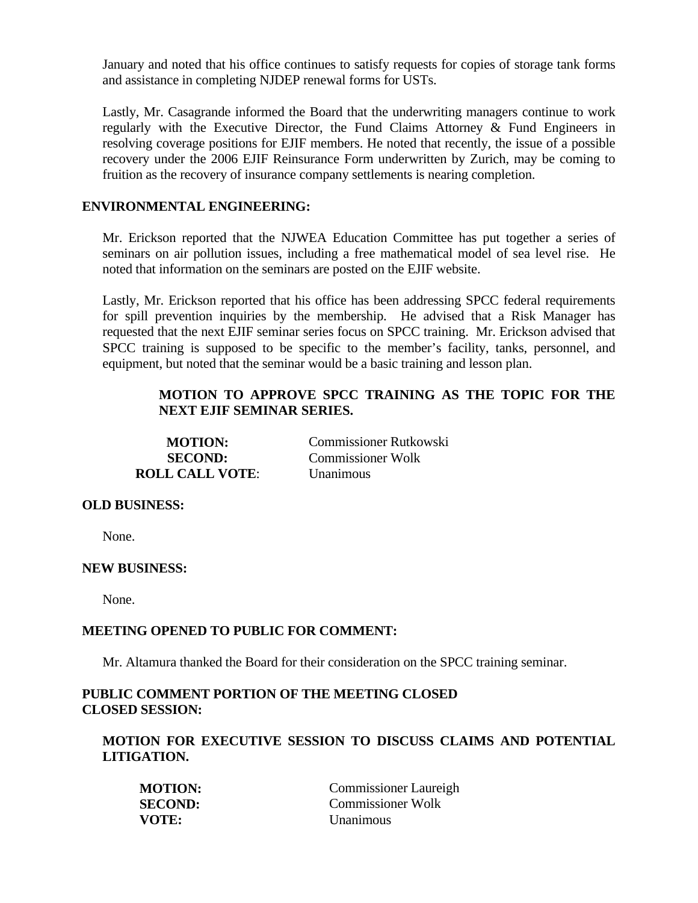January and noted that his office continues to satisfy requests for copies of storage tank forms and assistance in completing NJDEP renewal forms for USTs.

Lastly, Mr. Casagrande informed the Board that the underwriting managers continue to work regularly with the Executive Director, the Fund Claims Attorney & Fund Engineers in resolving coverage positions for EJIF members. He noted that recently, the issue of a possible recovery under the 2006 EJIF Reinsurance Form underwritten by Zurich, may be coming to fruition as the recovery of insurance company settlements is nearing completion.

**ENVIRONMENTAL ENGINEERING:**

Mr. Erickson reported that the NJWEA Education Committee has put together a series of seminars on air pollution issues, including a free mathematical model of sea level rise. He noted that information on the seminars are posted on the EJIF website.

Lastly, Mr. Erickson reported that his office has been addressing SPCC federal requirements for spill prevention inquiries by the membership. He advised that a Risk Manager has requested that the next EJIF seminar series focus on SPCC training. Mr. Erickson advised that SPCC training is supposed to be specific to the member's facility, tanks, personnel, and equipment, but noted that the seminar would be a basic training and lesson plan.

**MOTION TO APPROVE SPCC TRAINING AS THE TOPIC FOR THE NEXT EJIF SEMINAR SERIES.**

**MOTION:** Commissioner Rutkowski
**SECOND:** Commissioner Wolk
**ROLL CALL VOTE**: Unanimous

**OLD BUSINESS:**

None.

**NEW BUSINESS:**

None.

**MEETING OPENED TO PUBLIC FOR COMMENT:**

Mr. Altamura thanked the Board for their consideration on the SPCC training seminar.

**PUBLIC COMMENT PORTION OF THE MEETING CLOSED**
**CLOSED SESSION:**

**MOTION FOR EXECUTIVE SESSION TO DISCUSS CLAIMS AND POTENTIAL LITIGATION.**

**MOTION:** Commissioner Laureigh
**SECOND:** Commissioner Wolk
**VOTE:** Unanimous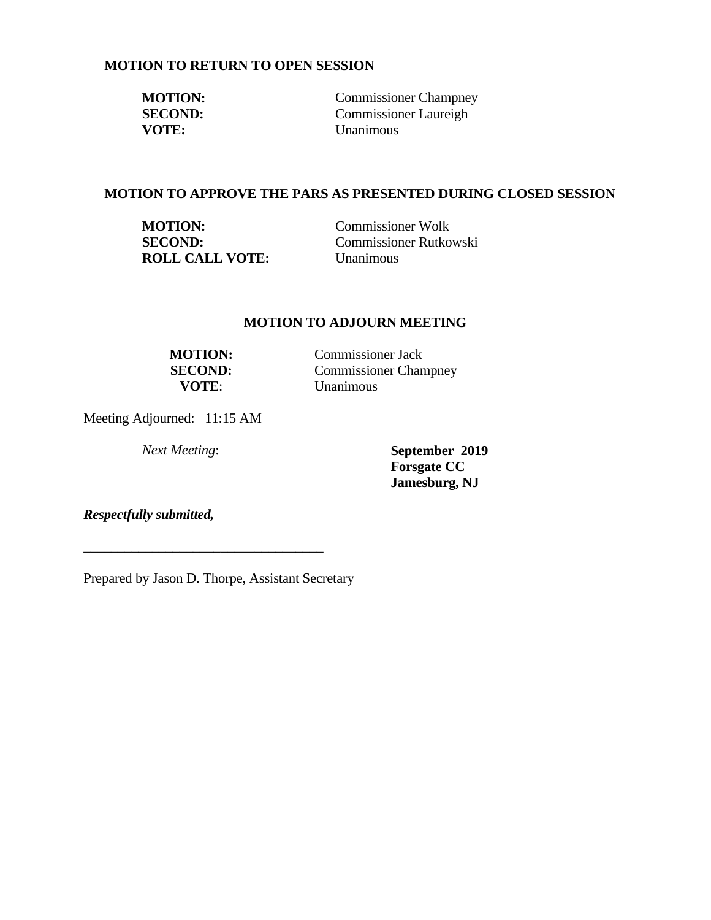**MOTION TO RETURN TO OPEN SESSION**

**MOTION:** Commissioner Champney
**SECOND:** Commissioner Laureigh
**VOTE:** Unanimous

**MOTION TO APPROVE THE PARS AS PRESENTED DURING CLOSED SESSION**

**MOTION:** Commissioner Wolk
**SECOND:** Commissioner Rutkowski
**ROLL CALL VOTE:** Unanimous

**MOTION TO ADJOURN MEETING**

**MOTION:** Commissioner Jack
**SECOND:** Commissioner Champney
**VOTE**: Unanimous

Meeting Adjourned: 11:15 AM

*Next Meeting*: **September 2019**
**Forsgate CC**
**Jamesburg, NJ**

***Respectfully submitted,***

\_\_\_\_\_\_\_\_\_\_\_\_\_\_\_\_\_\_\_\_\_\_\_\_\_\_\_\_\_\_\_\_\_\_

Prepared by Jason D. Thorpe, Assistant Secretary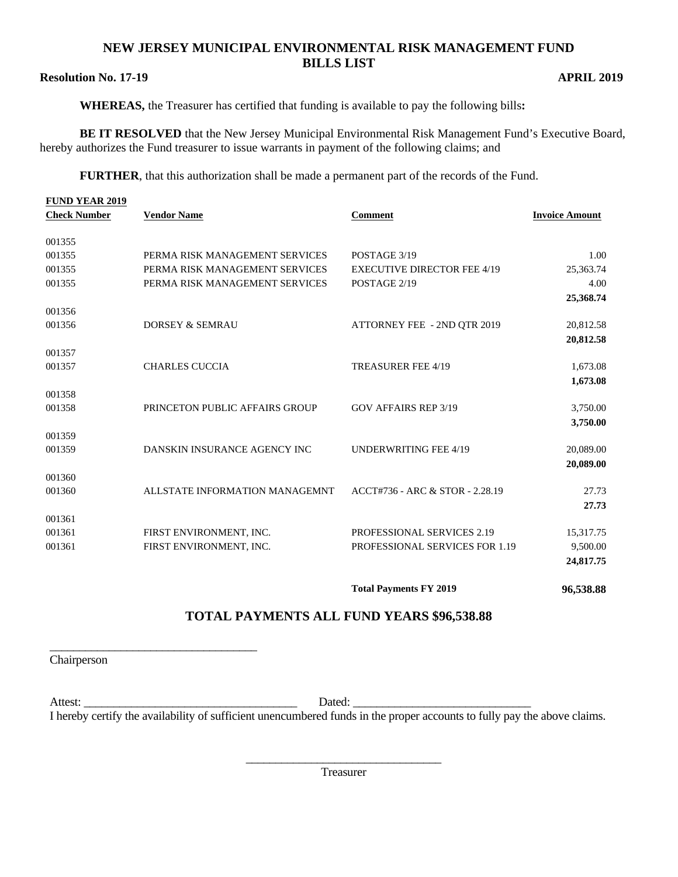# NEW JERSEY MUNICIPAL ENVIRONMENTAL RISK MANAGEMENT FUND
## BILLS LIST

**Resolution No. 17-19** **APRIL 2019**

**WHEREAS,** the Treasurer has certified that funding is available to pay the following bills**:**

**BE IT RESOLVED** that the New Jersey Municipal Environmental Risk Management Fund's Executive Board, hereby authorizes the Fund treasurer to issue warrants in payment of the following claims; and

**FURTHER**, that this authorization shall be made a permanent part of the records of the Fund.

**FUND YEAR 2019**

| Check Number | Vendor Name | Comment | Invoice Amount |
|---|---|---|---|
| 001355 | | | |
| 001355 | PERMA RISK MANAGEMENT SERVICES | POSTAGE 3/19 | 1.00 |
| 001355 | PERMA RISK MANAGEMENT SERVICES | EXECUTIVE DIRECTOR FEE 4/19 | 25,363.74 |
| 001355 | PERMA RISK MANAGEMENT SERVICES | POSTAGE 2/19 | 4.00 |
| | | | **25,368.74** |
| 001356 | | | |
| 001356 | DORSEY & SEMRAU | ATTORNEY FEE - 2ND QTR 2019 | 20,812.58 |
| | | | **20,812.58** |
| 001357 | | | |
| 001357 | CHARLES CUCCIA | TREASURER FEE 4/19 | 1,673.08 |
| | | | **1,673.08** |
| 001358 | | | |
| 001358 | PRINCETON PUBLIC AFFAIRS GROUP | GOV AFFAIRS REP 3/19 | 3,750.00 |
| | | | **3,750.00** |
| 001359 | | | |
| 001359 | DANSKIN INSURANCE AGENCY INC | UNDERWRITING FEE 4/19 | 20,089.00 |
| | | | **20,089.00** |
| 001360 | | | |
| 001360 | ALLSTATE INFORMATION MANAGEMNT | ACCT#736 - ARC & STOR - 2.28.19 | 27.73 |
| | | | **27.73** |
| 001361 | | | |
| 001361 | FIRST ENVIRONMENT, INC. | PROFESSIONAL SERVICES 2.19 | 15,317.75 |
| 001361 | FIRST ENVIRONMENT, INC. | PROFESSIONAL SERVICES FOR 1.19 | 9,500.00 |
| | | | **24,817.75** |
| | | **Total Payments FY 2019** | **96,538.88** |

## TOTAL PAYMENTS ALL FUND YEARS $96,538.88

\_\_\_\_\_\_\_\_\_\_\_\_\_\_\_\_\_\_\_\_\_\_\_\_\_\_\_\_\_\_\_\_\_\_\_
Chairperson

Attest: \_\_\_\_\_\_\_\_\_\_\_\_\_\_\_\_\_\_\_\_\_\_\_\_\_\_\_\_\_\_\_\_\_\_\_\_ Dated: \_\_\_\_\_\_\_\_\_\_\_\_\_\_\_\_\_\_\_\_\_\_\_\_\_\_\_\_\_\_

I hereby certify the availability of sufficient unencumbered funds in the proper accounts to fully pay the above claims.

\_\_\_\_\_\_\_\_\_\_\_\_\_\_\_\_\_\_\_\_\_\_\_\_\_\_\_\_\_\_\_\_\_
Treasurer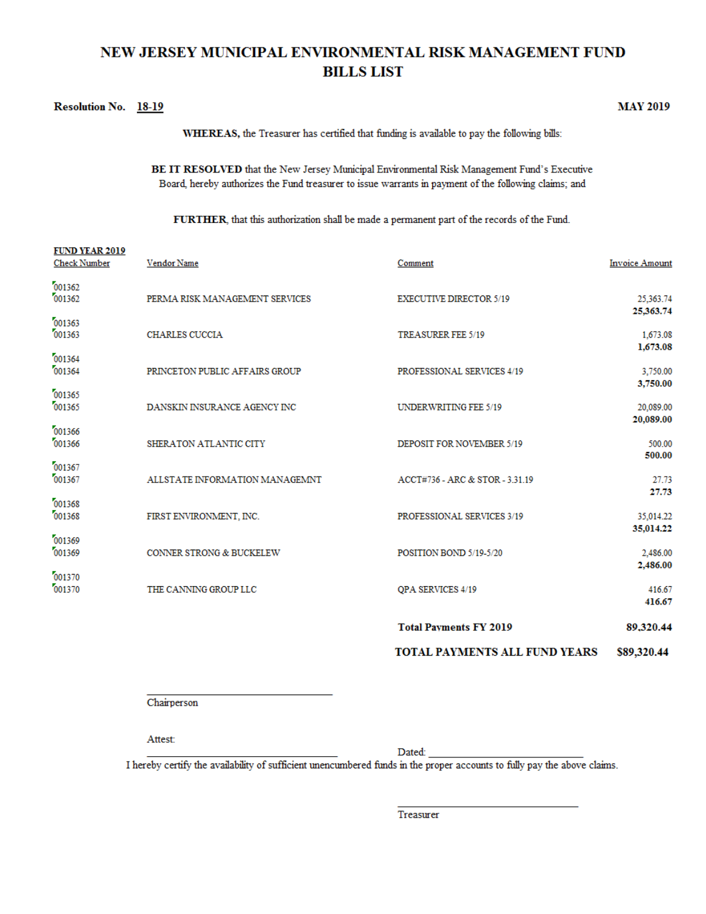# NEW JERSEY MUNICIPAL ENVIRONMENTAL RISK MANAGEMENT FUND
## BILLS LIST

**Resolution No.** 18-19 **MAY 2019**

**WHEREAS,** the Treasurer has certified that funding is available to pay the following bills:

**BE IT RESOLVED** that the New Jersey Municipal Environmental Risk Management Fund's Executive Board, hereby authorizes the Fund treasurer to issue warrants in payment of the following claims; and

**FURTHER**, that this authorization shall be made a permanent part of the records of the Fund.

**FUND YEAR 2019**

| Check Number | Vendor Name | Comment | Invoice Amount |
|---|---|---|---|
| 001362 | | | |
| 001362 | PERMA RISK MANAGEMENT SERVICES | EXECUTIVE DIRECTOR 5/19 | 25,363.74 |
| | | | **25,363.74** |
| 001363 | | | |
| 001363 | CHARLES CUCCIA | TREASURER FEE 5/19 | 1,673.08 |
| | | | **1,673.08** |
| 001364 | | | |
| 001364 | PRINCETON PUBLIC AFFAIRS GROUP | PROFESSIONAL SERVICES 4/19 | 3,750.00 |
| | | | **3,750.00** |
| 001365 | | | |
| 001365 | DANSKIN INSURANCE AGENCY INC | UNDERWRITING FEE 5/19 | 20,089.00 |
| | | | **20,089.00** |
| 001366 | | | |
| 001366 | SHERATON ATLANTIC CITY | DEPOSIT FOR NOVEMBER 5/19 | 500.00 |
| | | | **500.00** |
| 001367 | | | |
| 001367 | ALLSTATE INFORMATION MANAGEMNT | ACCT#736 - ARC & STOR - 3.31.19 | 27.73 |
| | | | **27.73** |
| 001368 | | | |
| 001368 | FIRST ENVIRONMENT, INC. | PROFESSIONAL SERVICES 3/19 | 35,014.22 |
| | | | **35,014.22** |
| 001369 | | | |
| 001369 | CONNER STRONG & BUCKELEW | POSITION BOND 5/19-5/20 | 2,486.00 |
| | | | **2,486.00** |
| 001370 | | | |
| 001370 | THE CANNING GROUP LLC | QPA SERVICES 4/19 | 416.67 |
| | | | **416.67** |
| | | **Total Payments FY 2019** | **89,320.44** |
| | | **TOTAL PAYMENTS ALL FUND YEARS** | **$89,320.44** |

\_\_\_\_\_\_\_\_\_\_\_\_\_\_\_\_\_\_\_\_\_\_\_\_\_\_\_\_\_\_
Chairperson

Attest:

\_\_\_\_\_\_\_\_\_\_\_\_\_\_\_\_\_\_\_\_\_\_\_\_\_\_\_\_\_\_ Dated: \_\_\_\_\_\_\_\_\_\_\_\_\_\_\_\_\_\_\_\_\_\_\_\_

I hereby certify the availability of sufficient unencumbered funds in the proper accounts to fully pay the above claims.

\_\_\_\_\_\_\_\_\_\_\_\_\_\_\_\_\_\_\_\_\_\_\_\_\_\_\_\_\_\_
Treasurer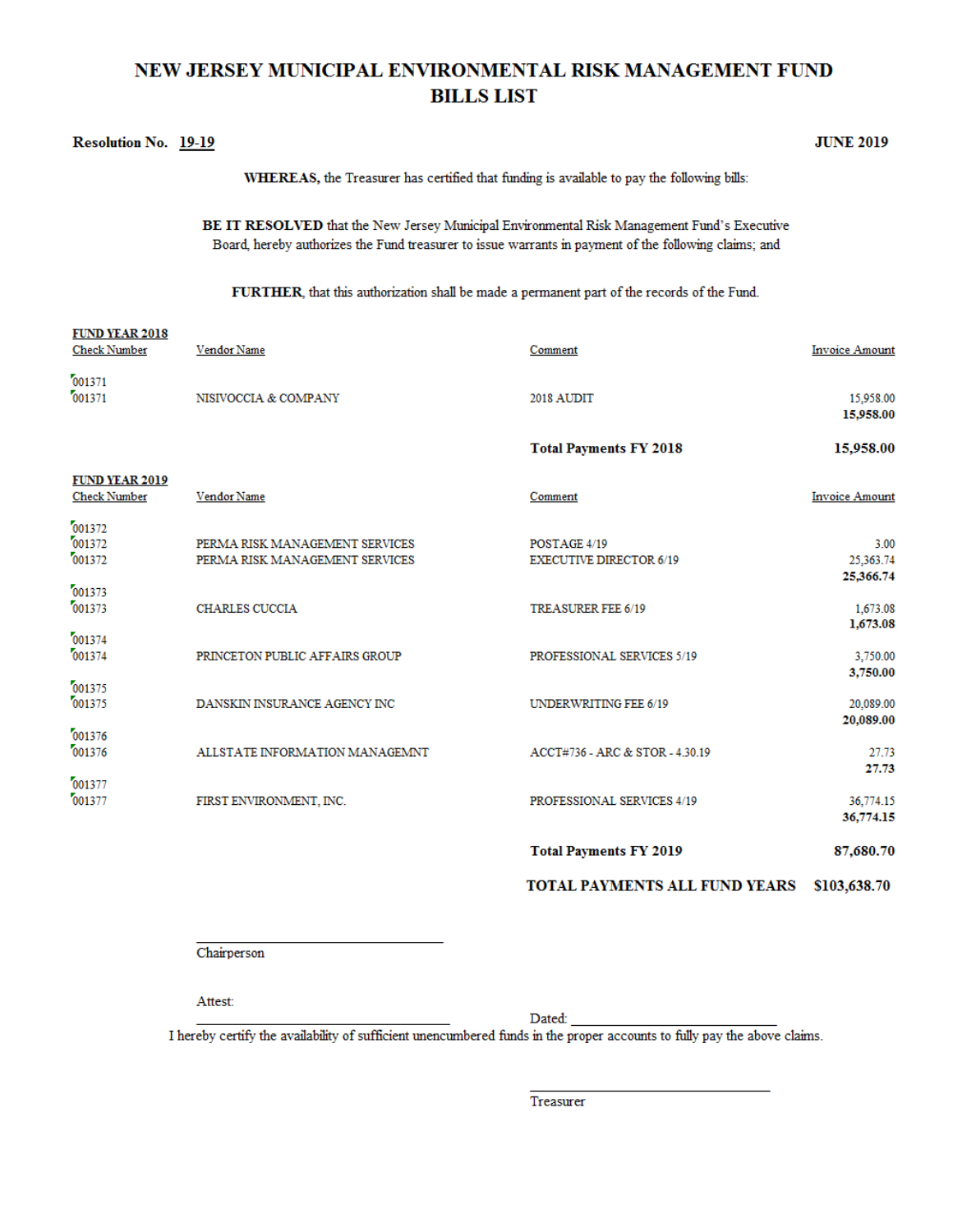# NEW JERSEY MUNICIPAL ENVIRONMENTAL RISK MANAGEMENT FUND
## BILLS LIST

**Resolution No.** 19-19 **JUNE 2019**

**WHEREAS,** the Treasurer has certified that funding is available to pay the following bills:

**BE IT RESOLVED** that the New Jersey Municipal Environmental Risk Management Fund's Executive Board, hereby authorizes the Fund treasurer to issue warrants in payment of the following claims; and

**FURTHER**, that this authorization shall be made a permanent part of the records of the Fund.

**FUND YEAR 2018**

| Check Number | Vendor Name | Comment | Invoice Amount |
|---|---|---|---|
| 001371 | | | |
| 001371 | NISIVOCCIA & COMPANY | 2018 AUDIT | 15,958.00 |
| | | | **15,958.00** |
| | | **Total Payments FY 2018** | **15,958.00** |

**FUND YEAR 2019**

| Check Number | Vendor Name | Comment | Invoice Amount |
|---|---|---|---|
| 001372 | | | |
| 001372 | PERMA RISK MANAGEMENT SERVICES | POSTAGE 4/19 | 3.00 |
| 001372 | PERMA RISK MANAGEMENT SERVICES | EXECUTIVE DIRECTOR 6/19 | 25,363.74 |
| | | | **25,366.74** |
| 001373 | | | |
| 001373 | CHARLES CUCCIA | TREASURER FEE 6/19 | 1,673.08 |
| | | | **1,673.08** |
| 001374 | | | |
| 001374 | PRINCETON PUBLIC AFFAIRS GROUP | PROFESSIONAL SERVICES 5/19 | 3,750.00 |
| | | | **3,750.00** |
| 001375 | | | |
| 001375 | DANSKIN INSURANCE AGENCY INC | UNDERWRITING FEE 6/19 | 20,089.00 |
| | | | **20,089.00** |
| 001376 | | | |
| 001376 | ALLSTATE INFORMATION MANAGEMNT | ACCT#736 - ARC & STOR - 4.30.19 | 27.73 |
| | | | **27.73** |
| 001377 | | | |
| 001377 | FIRST ENVIRONMENT, INC. | PROFESSIONAL SERVICES 4/19 | 36,774.15 |
| | | | **36,774.15** |
| | | **Total Payments FY 2019** | **87,680.70** |
| | | **TOTAL PAYMENTS ALL FUND YEARS** | **$103,638.70** |

\_\_\_\_\_\_\_\_\_\_\_\_\_\_\_\_\_\_\_\_\_\_\_\_\_\_\_\_\_\_
Chairperson

Attest:
\_\_\_\_\_\_\_\_\_\_\_\_\_\_\_\_\_\_\_\_\_\_\_\_\_\_\_\_\_\_ Dated: \_\_\_\_\_\_\_\_\_\_\_\_\_\_\_\_\_\_\_\_\_\_\_\_\_\_\_\_

I hereby certify the availability of sufficient unencumbered funds in the proper accounts to fully pay the above claims.

\_\_\_\_\_\_\_\_\_\_\_\_\_\_\_\_\_\_\_\_\_\_\_\_\_\_\_\_\_\_
Treasurer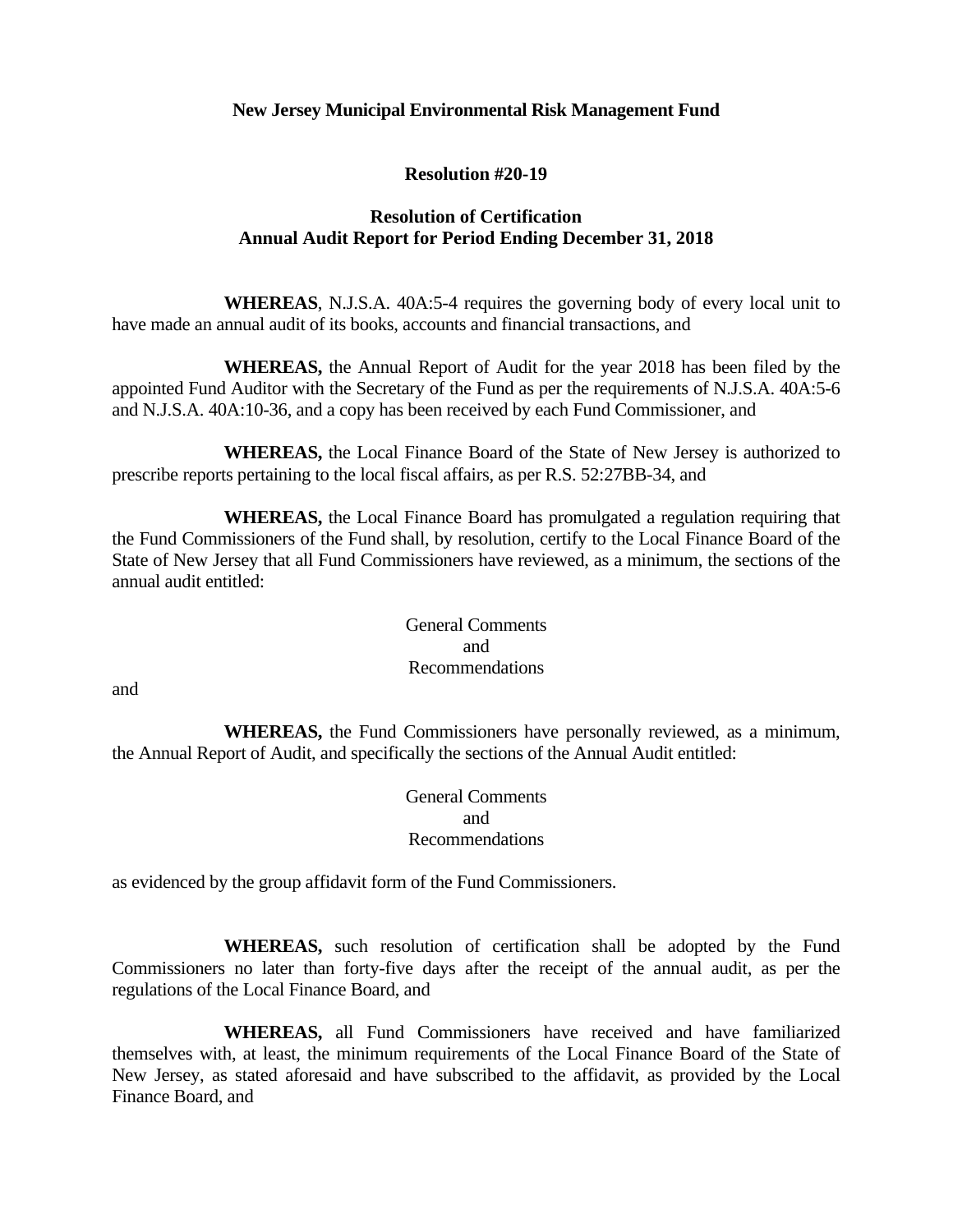**New Jersey Municipal Environmental Risk Management Fund**

**Resolution #20-19**

**Resolution of Certification**
**Annual Audit Report for Period Ending December 31, 2018**

**WHEREAS**, N.J.S.A. 40A:5-4 requires the governing body of every local unit to have made an annual audit of its books, accounts and financial transactions, and

**WHEREAS,** the Annual Report of Audit for the year 2018 has been filed by the appointed Fund Auditor with the Secretary of the Fund as per the requirements of N.J.S.A. 40A:5-6 and N.J.S.A. 40A:10-36, and a copy has been received by each Fund Commissioner, and

**WHEREAS,** the Local Finance Board of the State of New Jersey is authorized to prescribe reports pertaining to the local fiscal affairs, as per R.S. 52:27BB-34, and

**WHEREAS,** the Local Finance Board has promulgated a regulation requiring that the Fund Commissioners of the Fund shall, by resolution, certify to the Local Finance Board of the State of New Jersey that all Fund Commissioners have reviewed, as a minimum, the sections of the annual audit entitled:

General Comments
and
Recommendations

and

**WHEREAS,** the Fund Commissioners have personally reviewed, as a minimum, the Annual Report of Audit, and specifically the sections of the Annual Audit entitled:

General Comments
and
Recommendations

as evidenced by the group affidavit form of the Fund Commissioners.

**WHEREAS,** such resolution of certification shall be adopted by the Fund Commissioners no later than forty-five days after the receipt of the annual audit, as per the regulations of the Local Finance Board, and

**WHEREAS,** all Fund Commissioners have received and have familiarized themselves with, at least, the minimum requirements of the Local Finance Board of the State of New Jersey, as stated aforesaid and have subscribed to the affidavit, as provided by the Local Finance Board, and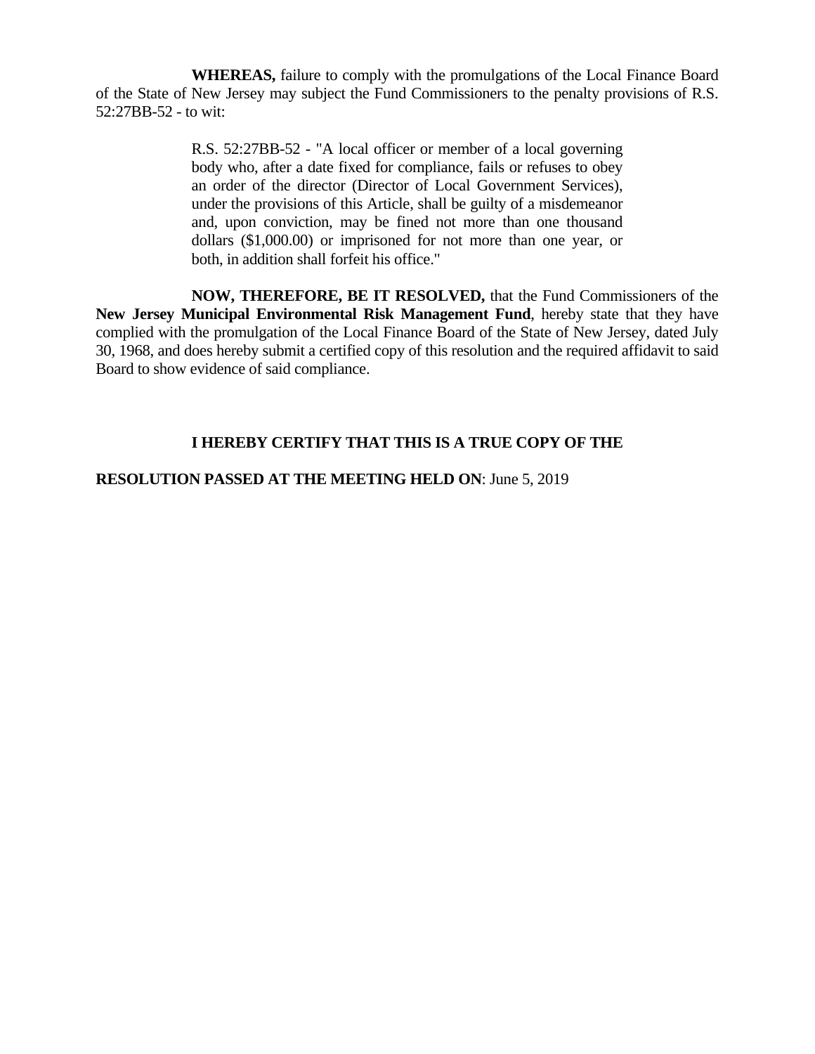**WHEREAS,** failure to comply with the promulgations of the Local Finance Board of the State of New Jersey may subject the Fund Commissioners to the penalty provisions of R.S. 52:27BB-52 - to wit:

> R.S. 52:27BB-52 - "A local officer or member of a local governing body who, after a date fixed for compliance, fails or refuses to obey an order of the director (Director of Local Government Services), under the provisions of this Article, shall be guilty of a misdemeanor and, upon conviction, may be fined not more than one thousand dollars ($1,000.00) or imprisoned for not more than one year, or both, in addition shall forfeit his office."

**NOW, THEREFORE, BE IT RESOLVED,** that the Fund Commissioners of the **New Jersey Municipal Environmental Risk Management Fund**, hereby state that they have complied with the promulgation of the Local Finance Board of the State of New Jersey, dated July 30, 1968, and does hereby submit a certified copy of this resolution and the required affidavit to said Board to show evidence of said compliance.

**I HEREBY CERTIFY THAT THIS IS A TRUE COPY OF THE**

**RESOLUTION PASSED AT THE MEETING HELD ON**: June 5, 2019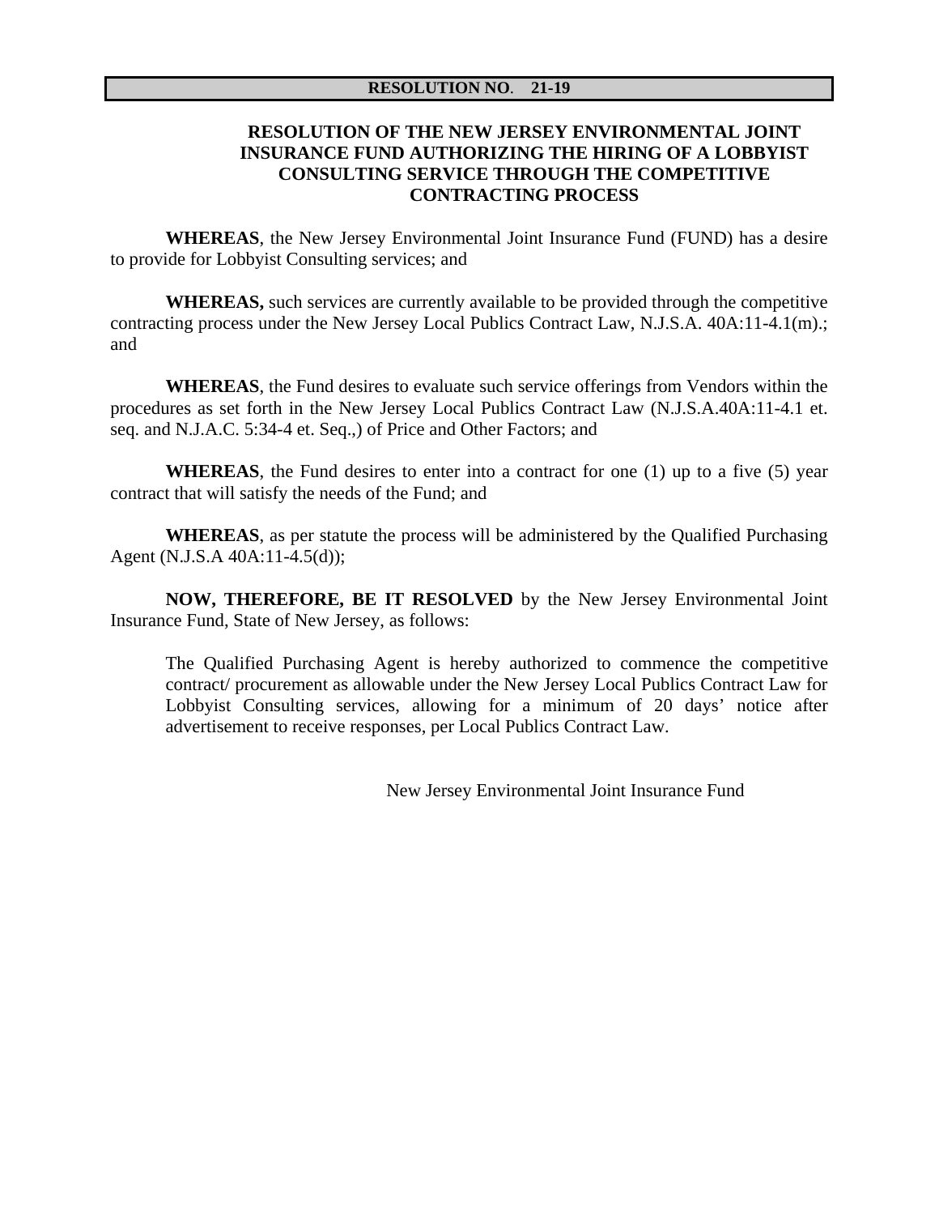**RESOLUTION NO. 21-19**

**RESOLUTION OF THE NEW JERSEY ENVIRONMENTAL JOINT INSURANCE FUND AUTHORIZING THE HIRING OF A LOBBYIST CONSULTING SERVICE THROUGH THE COMPETITIVE CONTRACTING PROCESS**

**WHEREAS**, the New Jersey Environmental Joint Insurance Fund (FUND) has a desire to provide for Lobbyist Consulting services; and

**WHEREAS,** such services are currently available to be provided through the competitive contracting process under the New Jersey Local Publics Contract Law, N.J.S.A. 40A:11-4.1(m).; and

**WHEREAS**, the Fund desires to evaluate such service offerings from Vendors within the procedures as set forth in the New Jersey Local Publics Contract Law (N.J.S.A.40A:11-4.1 et. seq. and N.J.A.C. 5:34-4 et. Seq.,) of Price and Other Factors; and

**WHEREAS**, the Fund desires to enter into a contract for one (1) up to a five (5) year contract that will satisfy the needs of the Fund; and

**WHEREAS**, as per statute the process will be administered by the Qualified Purchasing Agent (N.J.S.A 40A:11-4.5(d));

**NOW, THEREFORE, BE IT RESOLVED** by the New Jersey Environmental Joint Insurance Fund, State of New Jersey, as follows:

The Qualified Purchasing Agent is hereby authorized to commence the competitive contract/ procurement as allowable under the New Jersey Local Publics Contract Law for Lobbyist Consulting services, allowing for a minimum of 20 days' notice after advertisement to receive responses, per Local Publics Contract Law.

New Jersey Environmental Joint Insurance Fund